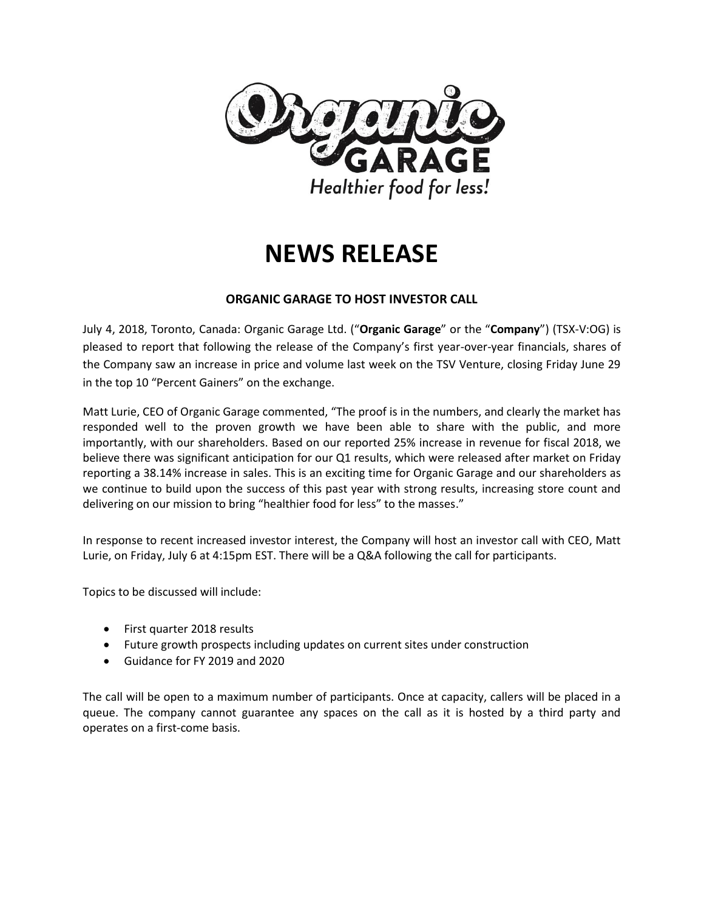Organic GARAGE

*Healthier food for less!*

# NEWS RELEASE

## ORGANIC GARAGE TO HOST INVESTOR CALL

July 4, 2018, Toronto, Canada: Organic Garage Ltd. ("**Organic Garage**" or the "**Company**") (TSX-V:OG) is pleased to report that following the release of the Company's first year-over-year financials, shares of the Company saw an increase in price and volume last week on the TSV Venture, closing Friday June 29 in the top 10 "Percent Gainers" on the exchange.

Matt Lurie, CEO of Organic Garage commented, "The proof is in the numbers, and clearly the market has responded well to the proven growth we have been able to share with the public, and more importantly, with our shareholders. Based on our reported 25% increase in revenue for fiscal 2018, we believe there was significant anticipation for our Q1 results, which were released after market on Friday reporting a 38.14% increase in sales. This is an exciting time for Organic Garage and our shareholders as we continue to build upon the success of this past year with strong results, increasing store count and delivering on our mission to bring "healthier food for less" to the masses."

In response to recent increased investor interest, the Company will host an investor call with CEO, Matt Lurie, on Friday, July 6 at 4:15pm EST. There will be a Q&A following the call for participants.

Topics to be discussed will include:

- First quarter 2018 results
- Future growth prospects including updates on current sites under construction
- Guidance for FY 2019 and 2020

The call will be open to a maximum number of participants. Once at capacity, callers will be placed in a queue. The company cannot guarantee any spaces on the call as it is hosted by a third party and operates on a first-come basis.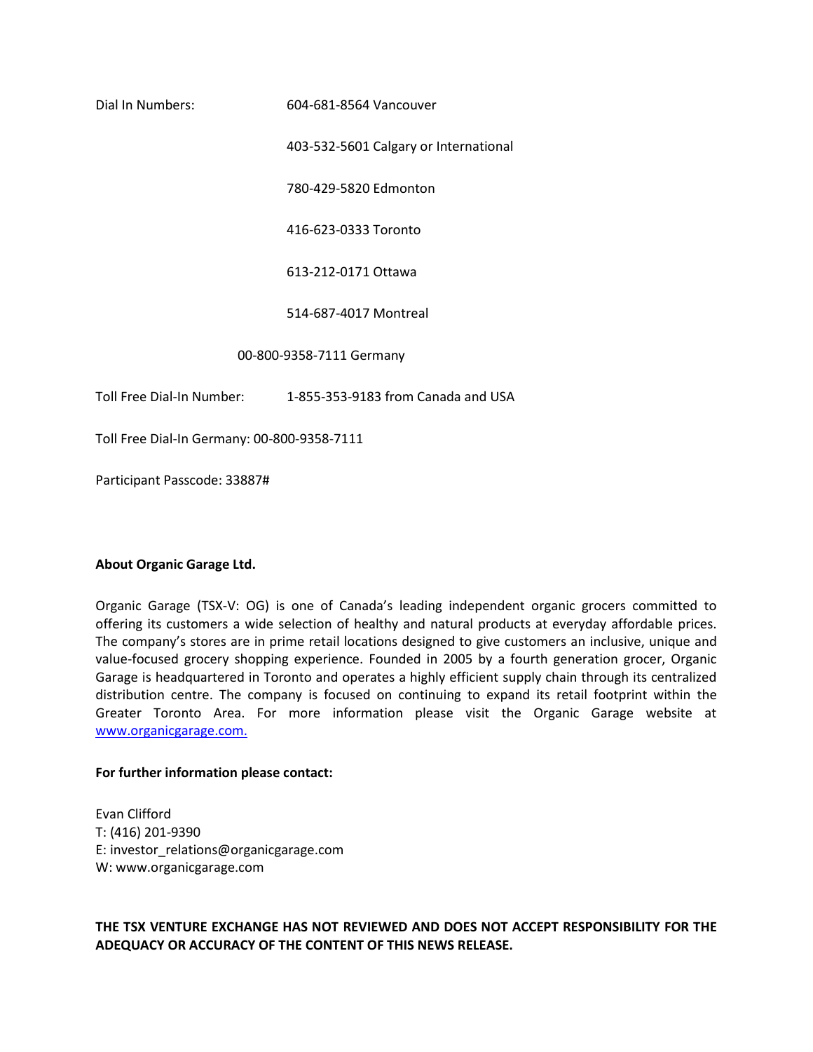Dial In Numbers: 604-681-8564 Vancouver

403-532-5601 Calgary or International

780-429-5820 Edmonton

416-623-0333 Toronto

613-212-0171 Ottawa

514-687-4017 Montreal

00-800-9358-7111 Germany

Toll Free Dial-In Number: 1-855-353-9183 from Canada and USA

Toll Free Dial-In Germany: 00-800-9358-7111

Participant Passcode: 33887#

**About Organic Garage Ltd.**

Organic Garage (TSX-V: OG) is one of Canada's leading independent organic grocers committed to offering its customers a wide selection of healthy and natural products at everyday affordable prices. The company's stores are in prime retail locations designed to give customers an inclusive, unique and value-focused grocery shopping experience. Founded in 2005 by a fourth generation grocer, Organic Garage is headquartered in Toronto and operates a highly efficient supply chain through its centralized distribution centre. The company is focused on continuing to expand its retail footprint within the Greater Toronto Area. For more information please visit the Organic Garage website at [www.organicgarage.com.](http://www.organicgarage.com)

**For further information please contact:**

Evan Clifford
T: (416) 201-9390
E: investor_relations@organicgarage.com
W: www.organicgarage.com

**THE TSX VENTURE EXCHANGE HAS NOT REVIEWED AND DOES NOT ACCEPT RESPONSIBILITY FOR THE ADEQUACY OR ACCURACY OF THE CONTENT OF THIS NEWS RELEASE.**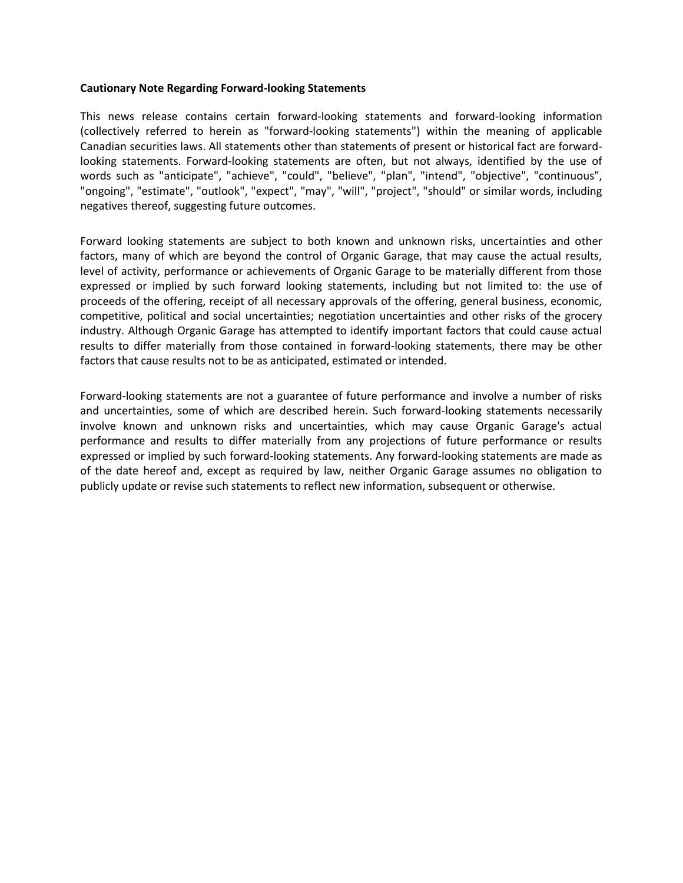**Cautionary Note Regarding Forward-looking Statements**

This news release contains certain forward-looking statements and forward-looking information (collectively referred to herein as "forward-looking statements") within the meaning of applicable Canadian securities laws. All statements other than statements of present or historical fact are forward-looking statements. Forward-looking statements are often, but not always, identified by the use of words such as "anticipate", "achieve", "could", "believe", "plan", "intend", "objective", "continuous", "ongoing", "estimate", "outlook", "expect", "may", "will", "project", "should" or similar words, including negatives thereof, suggesting future outcomes.

Forward looking statements are subject to both known and unknown risks, uncertainties and other factors, many of which are beyond the control of Organic Garage, that may cause the actual results, level of activity, performance or achievements of Organic Garage to be materially different from those expressed or implied by such forward looking statements, including but not limited to: the use of proceeds of the offering, receipt of all necessary approvals of the offering, general business, economic, competitive, political and social uncertainties; negotiation uncertainties and other risks of the grocery industry. Although Organic Garage has attempted to identify important factors that could cause actual results to differ materially from those contained in forward-looking statements, there may be other factors that cause results not to be as anticipated, estimated or intended.

Forward-looking statements are not a guarantee of future performance and involve a number of risks and uncertainties, some of which are described herein. Such forward-looking statements necessarily involve known and unknown risks and uncertainties, which may cause Organic Garage's actual performance and results to differ materially from any projections of future performance or results expressed or implied by such forward-looking statements. Any forward-looking statements are made as of the date hereof and, except as required by law, neither Organic Garage assumes no obligation to publicly update or revise such statements to reflect new information, subsequent or otherwise.